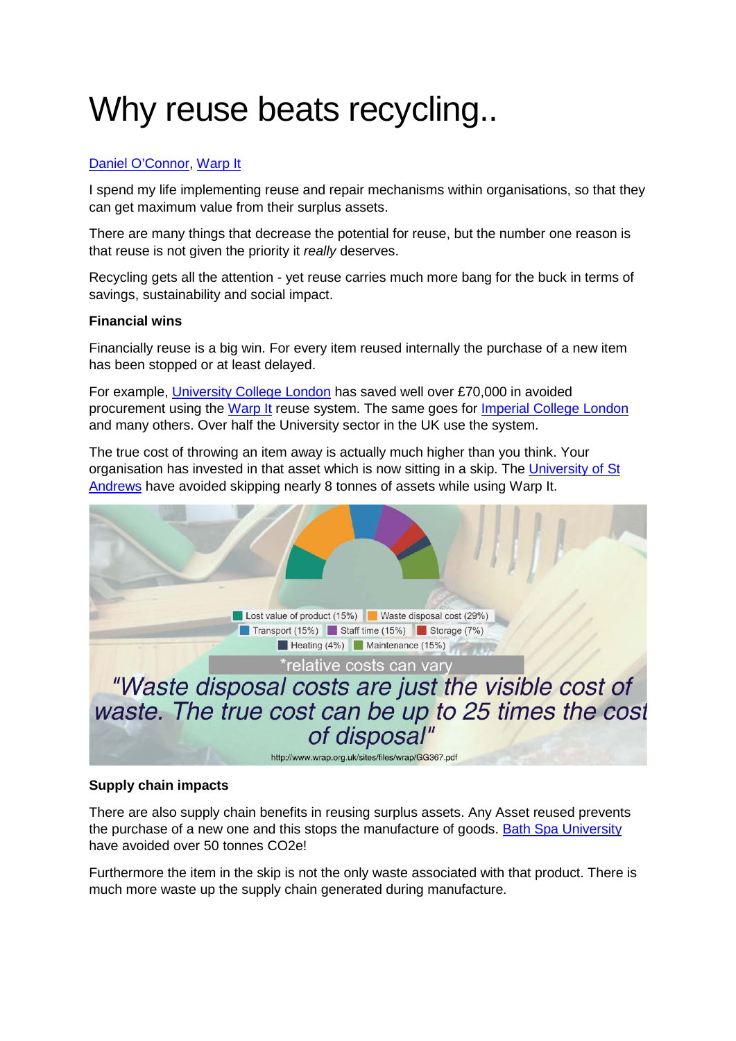# Why reuse beats recycling..

[Daniel O'Connor], [Warp It]

I spend my life implementing reuse and repair mechanisms within organisations, so that they can get maximum value from their surplus assets.

There are many things that decrease the potential for reuse, but the number one reason is that reuse is not given the priority it *really* deserves.

Recycling gets all the attention - yet reuse carries much more bang for the buck in terms of savings, sustainability and social impact.

**Financial wins**

Financially reuse is a big win. For every item reused internally the purchase of a new item has been stopped or at least delayed.

For example, University College London has saved well over £70,000 in avoided procurement using the Warp It reuse system. The same goes for Imperial College London and many others. Over half the University sector in the UK use the system.

The true cost of throwing an item away is actually much higher than you think. Your organisation has invested in that asset which is now sitting in a skip. The University of St Andrews have avoided skipping nearly 8 tonnes of assets while using Warp It.

Lost value of product (15%) | Waste disposal cost (29%) | Transport (15%) | Staff time (15%) | Storage (7%) | Heating (4%) | Maintenance (15%)

*relative costs can vary

*"Waste disposal costs are just the visible cost of waste. The true cost can be up to 25 times the cost of disposal"*

http://www.wrap.org.uk/sites/files/wrap/GG367.pdf

**Supply chain impacts**

There are also supply chain benefits in reusing surplus assets. Any Asset reused prevents the purchase of a new one and this stops the manufacture of goods. Bath Spa University have avoided over 50 tonnes CO2e!

Furthermore the item in the skip is not the only waste associated with that product. There is much more waste up the supply chain generated during manufacture.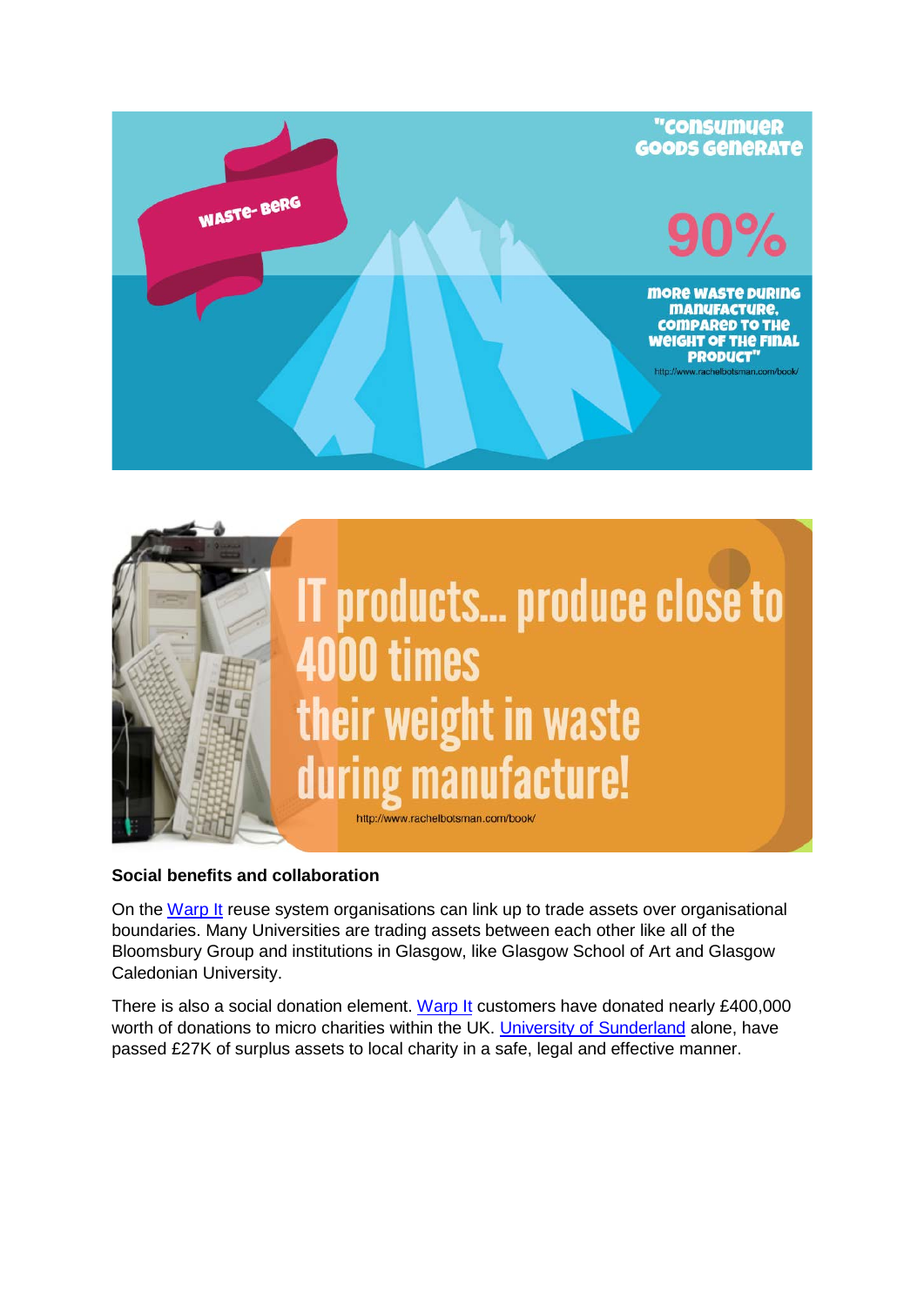WASTE- BERG

"CONSUMUER GOODS GENERATE

90%

MORE WASTE DURING MANUFACTURE, COMPARED TO THE WEIGHT OF THE FINAL PRODUCT"

http://www.rachelbotsman.com/book/

IT products... produce close to 4000 times their weight in waste during manufacture!

http://www.rachelbotsman.com/book/

**Social benefits and collaboration**

On the Warp It reuse system organisations can link up to trade assets over organisational boundaries. Many Universities are trading assets between each other like all of the Bloomsbury Group and institutions in Glasgow, like Glasgow School of Art and Glasgow Caledonian University.

There is also a social donation element. Warp It customers have donated nearly £400,000 worth of donations to micro charities within the UK. University of Sunderland alone, have passed £27K of surplus assets to local charity in a safe, legal and effective manner.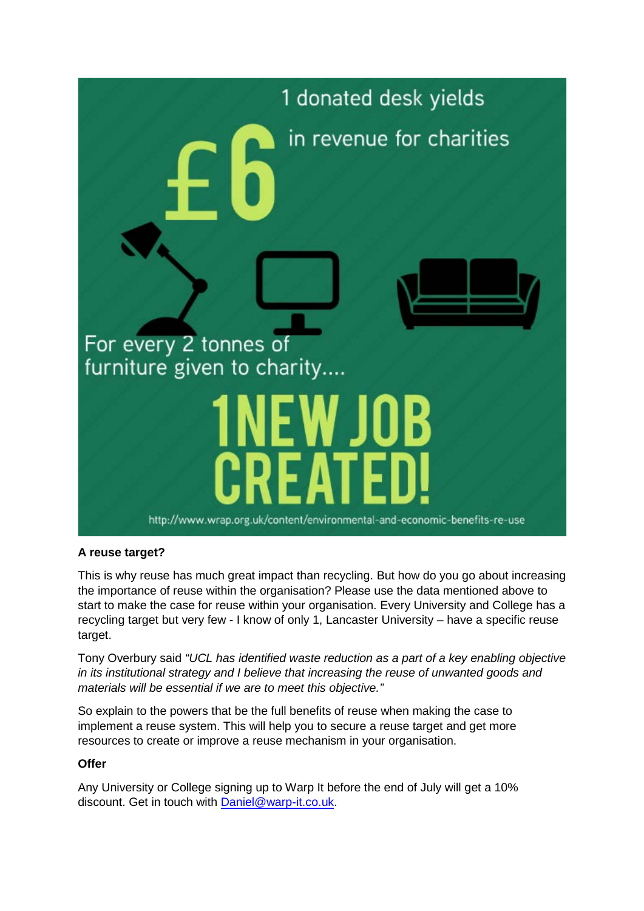1 donated desk yields

£6

in revenue for charities

For every 2 tonnes of furniture given to charity....

1 NEW JOB CREATED!

http://www.wrap.org.uk/content/environmental-and-economic-benefits-re-use

**A reuse target?**

This is why reuse has much great impact than recycling. But how do you go about increasing the importance of reuse within the organisation? Please use the data mentioned above to start to make the case for reuse within your organisation. Every University and College has a recycling target but very few - I know of only 1, Lancaster University – have a specific reuse target.

Tony Overbury said *"UCL has identified waste reduction as a part of a key enabling objective in its institutional strategy and I believe that increasing the reuse of unwanted goods and materials will be essential if we are to meet this objective."*

So explain to the powers that be the full benefits of reuse when making the case to implement a reuse system. This will help you to secure a reuse target and get more resources to create or improve a reuse mechanism in your organisation.

**Offer**

Any University or College signing up to Warp It before the end of July will get a 10% discount. Get in touch with Daniel@warp-it.co.uk.